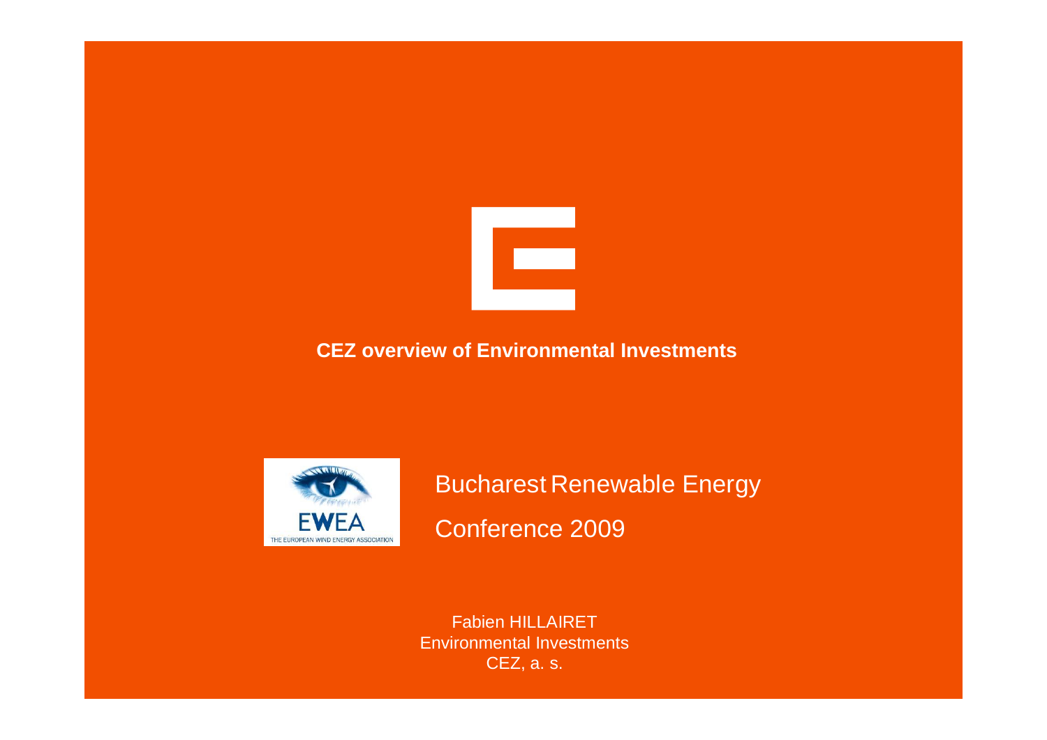# CEZ overview of Environmental Investments

Bucharest Renewable Energy

Conference 2009

Fabien HILLAIRET
Environmental Investments
CEZ, a. s.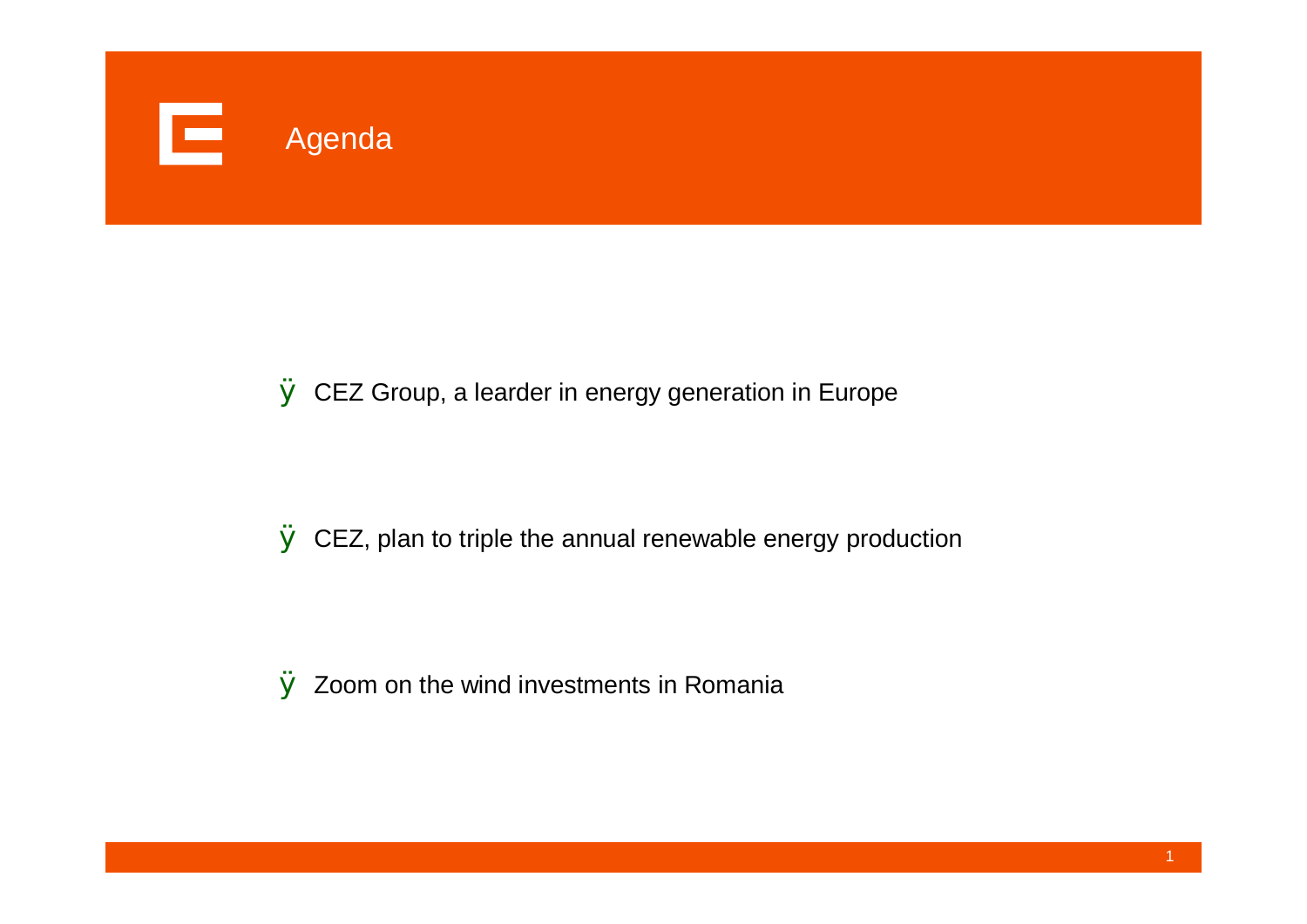# Agenda

- CEZ Group, a learder in energy generation in Europe
- CEZ, plan to triple the annual renewable energy production
- Zoom on the wind investments in Romania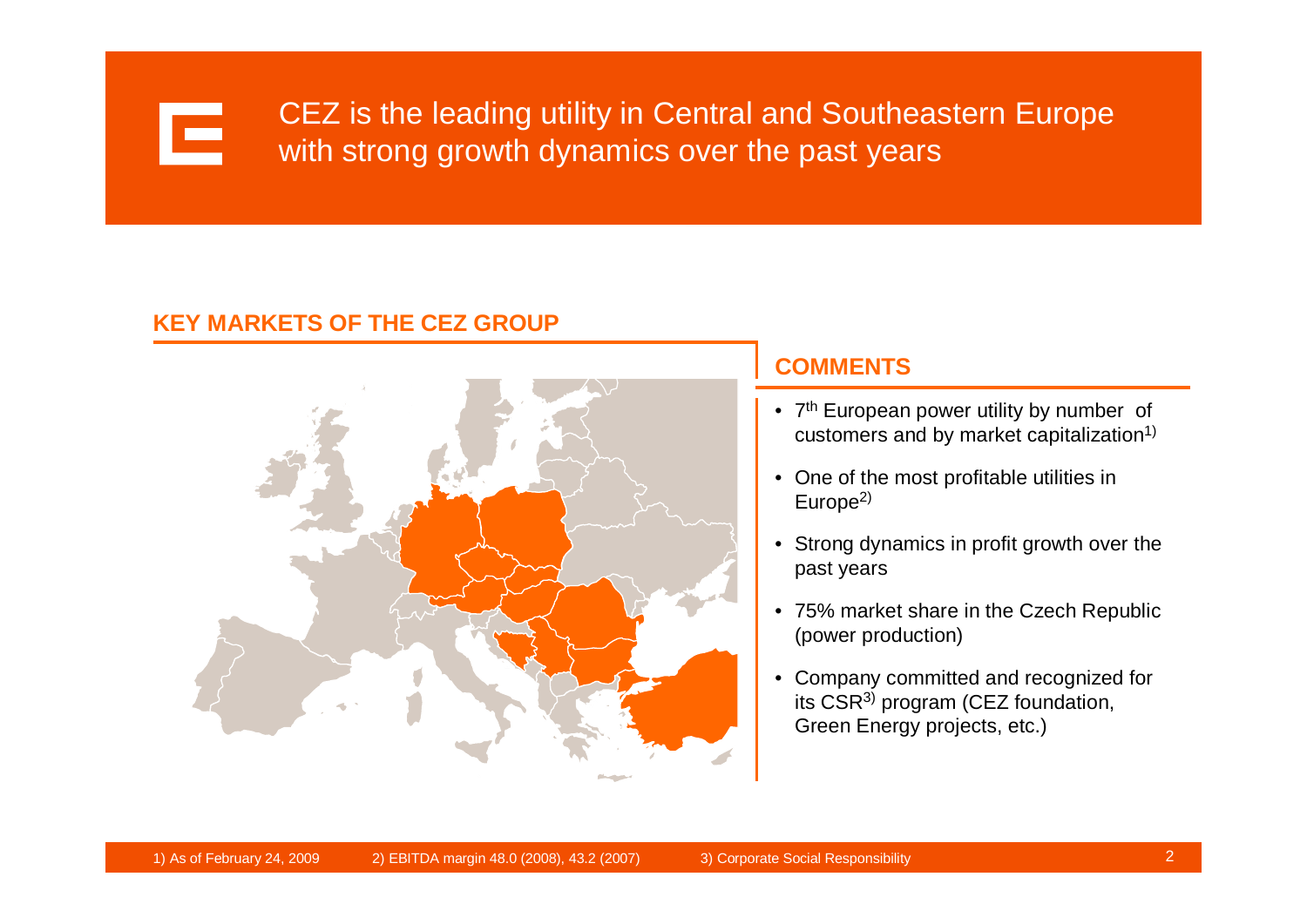# CEZ is the leading utility in Central and Southeastern Europe with strong growth dynamics over the past years

## KEY MARKETS OF THE CEZ GROUP

## COMMENTS

- 7th European power utility by number of customers and by market capitalization[1)]
- One of the most profitable utilities in Europe[2)]
- Strong dynamics in profit growth over the past years
- 75% market share in the Czech Republic (power production)
- Company committed and recognized for its CSR[3)] program (CEZ foundation, Green Energy projects, etc.)

1) As of February 24, 2009 2) EBITDA margin 48.0 (2008), 43.2 (2007) 3) Corporate Social Responsibility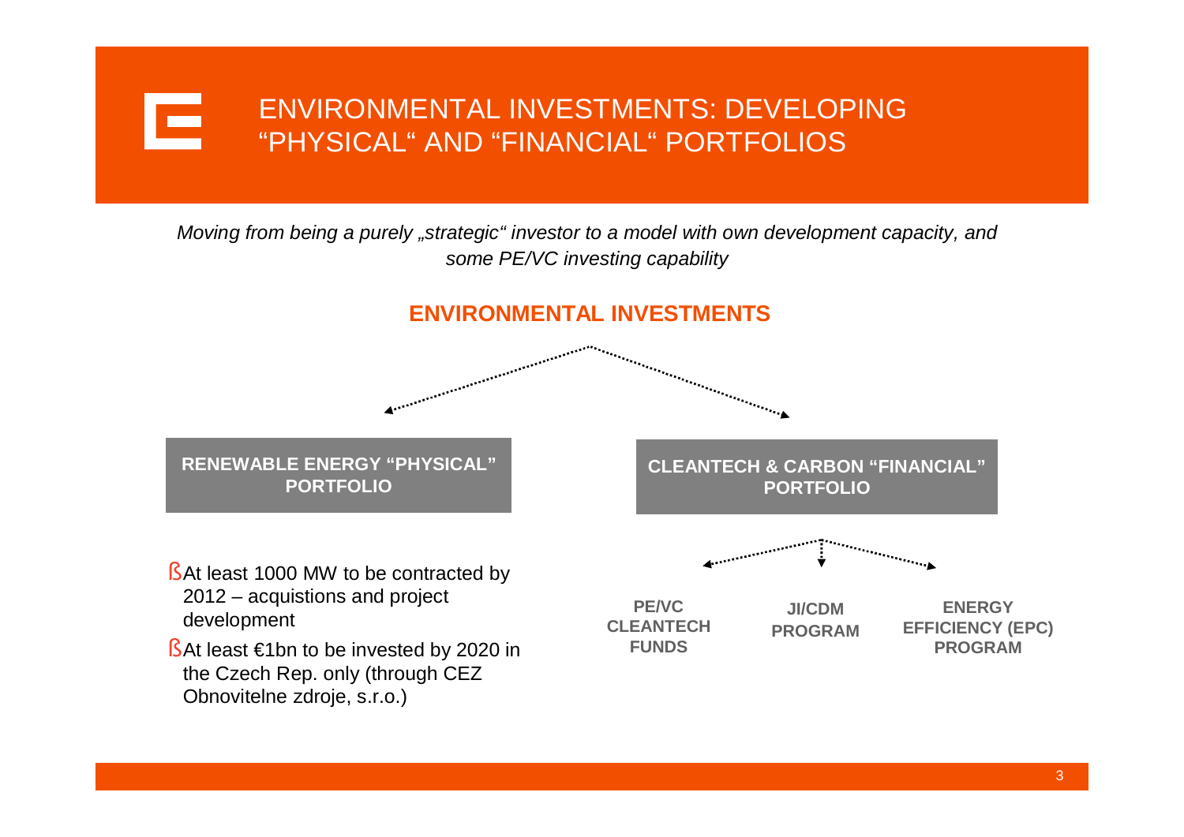# ENVIRONMENTAL INVESTMENTS: DEVELOPING "PHYSICAL" AND "FINANCIAL" PORTFOLIOS

*Moving from being a purely „strategic" investor to a model with own development capacity, and some PE/VC investing capability*

## ENVIRONMENTAL INVESTMENTS

### RENEWABLE ENERGY "PHYSICAL" PORTFOLIO

- At least 1000 MW to be contracted by 2012 – acquistions and project development
- At least €1bn to be invested by 2020 in the Czech Rep. only (through CEZ Obnovitelne zdroje, s.r.o.)

### CLEANTECH & CARBON "FINANCIAL" PORTFOLIO

- **PE/VC CLEANTECH FUNDS**
- **JI/CDM PROGRAM**
- **ENERGY EFFICIENCY (EPC) PROGRAM**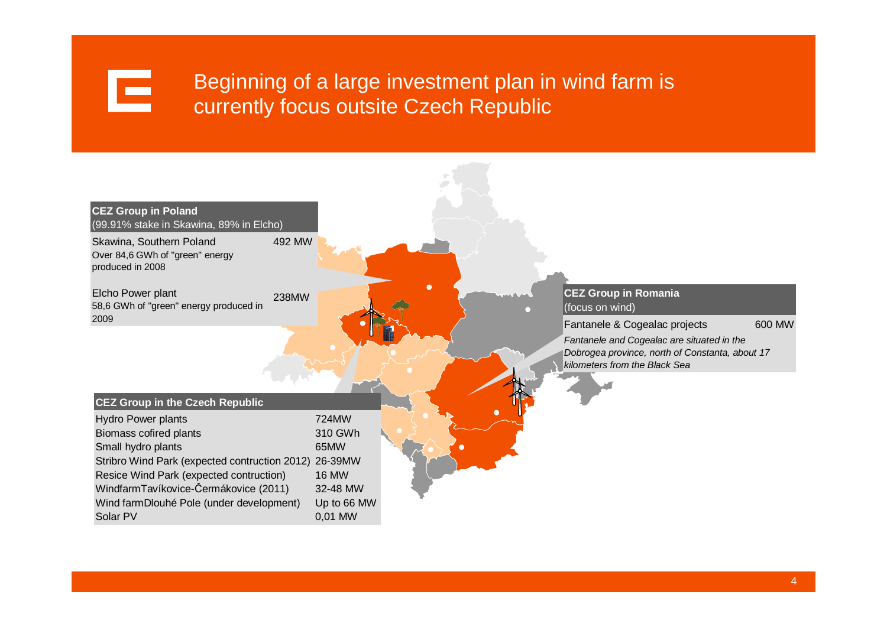# Beginning of a large investment plan in wind farm is currently focus outsite Czech Republic

## CEZ Group in Poland

(99.91% stake in Skawina, 89% in Elcho)

| | |
|---|---|
| Skawina, Southern Poland<br>Over 84,6 GWh of "green" energy produced in 2008 | 492 MW |
| Elcho Power plant<br>58,6 GWh of "green" energy produced in 2009 | 238MW |

## CEZ Group in Romania

(focus on wind)

| | |
|---|---|
| Fantanele & Cogealac projects | 600 MW |

*Fantanele and Cogealac are situated in the Dobrogea province, north of Constanta, about 17 kilometers from the Black Sea*

## CEZ Group in the Czech Republic

| | |
|---|---|
| Hydro Power plants | 724MW |
| Biomass cofired plants | 310 GWh |
| Small hydro plants | 65MW |
| Stribro Wind Park (expected contruction 2012) | 26-39MW |
| Resice Wind Park (expected contruction) | 16 MW |
| WindfarmTavíkovice-Čermákovice (2011) | 32-48 MW |
| Wind farmDlouhé Pole (under development) | Up to 66 MW |
| Solar PV | 0,01 MW |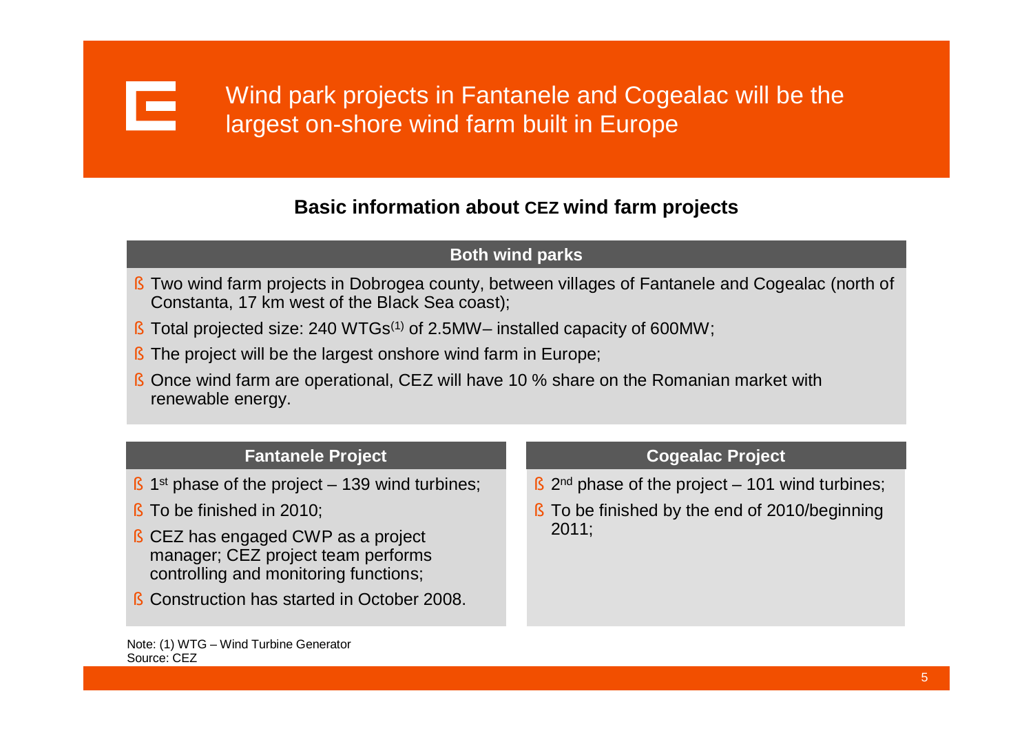# Wind park projects in Fantanele and Cogealac will be the largest on-shore wind farm built in Europe

## Basic information about CEZ wind farm projects

### Both wind parks

- Two wind farm projects in Dobrogea county, between villages of Fantanele and Cogealac (north of Constanta, 17 km west of the Black Sea coast);
- Total projected size: 240 WTGs[(1)] of 2.5MW– installed capacity of 600MW;
- The project will be the largest onshore wind farm in Europe;
- Once wind farm are operational, CEZ will have 10 % share on the Romanian market with renewable energy.

### Fantanele Project

- 1st phase of the project – 139 wind turbines;
- To be finished in 2010;
- CEZ has engaged CWP as a project manager; CEZ project team performs controlling and monitoring functions;
- Construction has started in October 2008.

### Cogealac Project

- 2nd phase of the project – 101 wind turbines;
- To be finished by the end of 2010/beginning 2011;

Note: (1) WTG – Wind Turbine Generator
Source: CEZ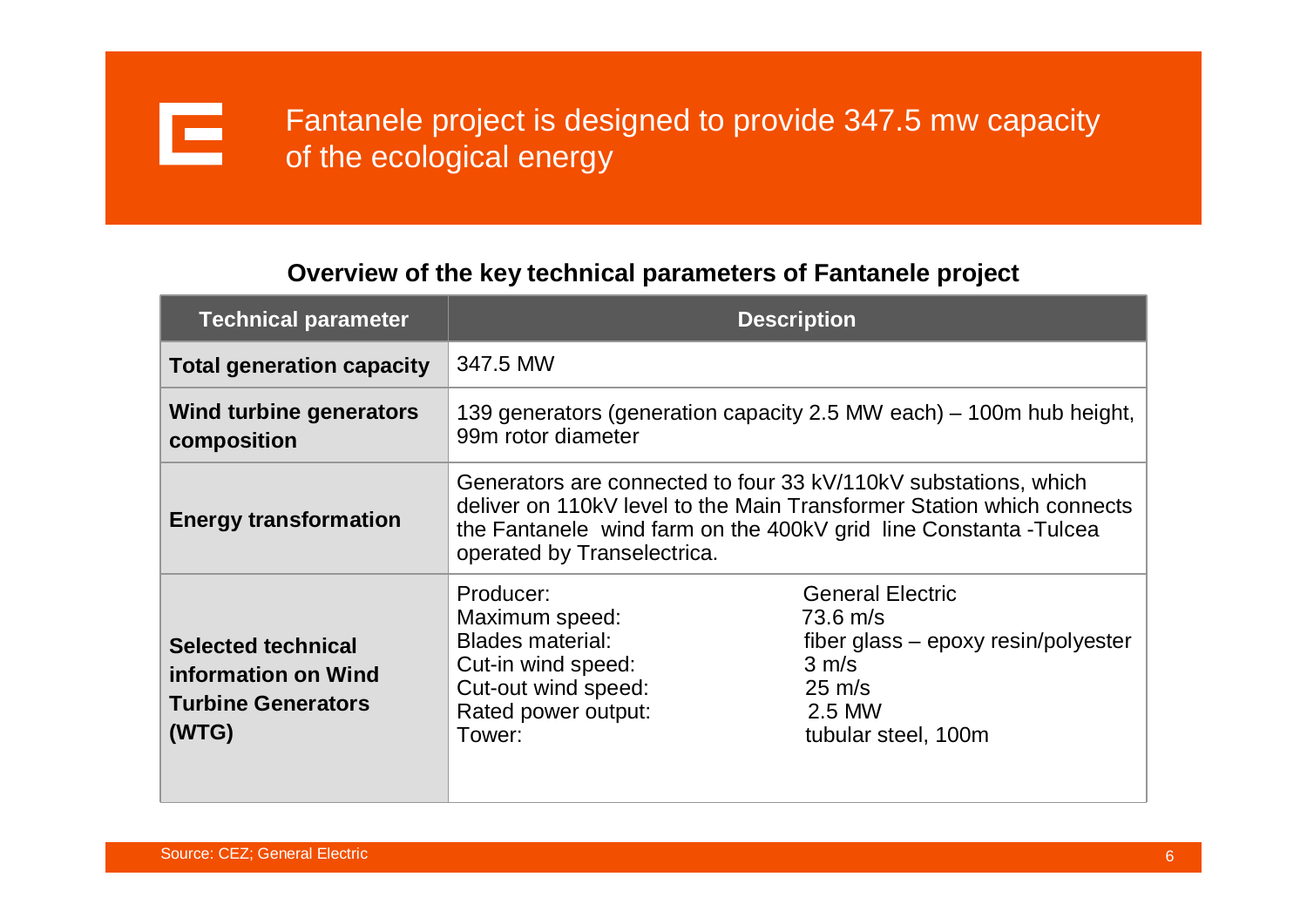# Fantanele project is designed to provide 347.5 mw capacity of the ecological energy

**Overview of the key technical parameters of Fantanele project**

| Technical parameter | Description |
|---|---|
| **Total generation capacity** | 347.5 MW |
| **Wind turbine generators composition** | 139 generators (generation capacity 2.5 MW each) – 100m hub height, 99m rotor diameter |
| **Energy transformation** | Generators are connected to four 33 kV/110kV substations, which deliver on 110kV level to the Main Transformer Station which connects the Fantanele wind farm on the 400kV grid line Constanta -Tulcea operated by Transelectrica. |
| **Selected technical information on Wind Turbine Generators (WTG)** | Producer: General Electric<br>Maximum speed: 73.6 m/s<br>Blades material: fiber glass – epoxy resin/polyester<br>Cut-in wind speed: 3 m/s<br>Cut-out wind speed: 25 m/s<br>Rated power output: 2.5 MW<br>Tower: tubular steel, 100m |

Source: CEZ; General Electric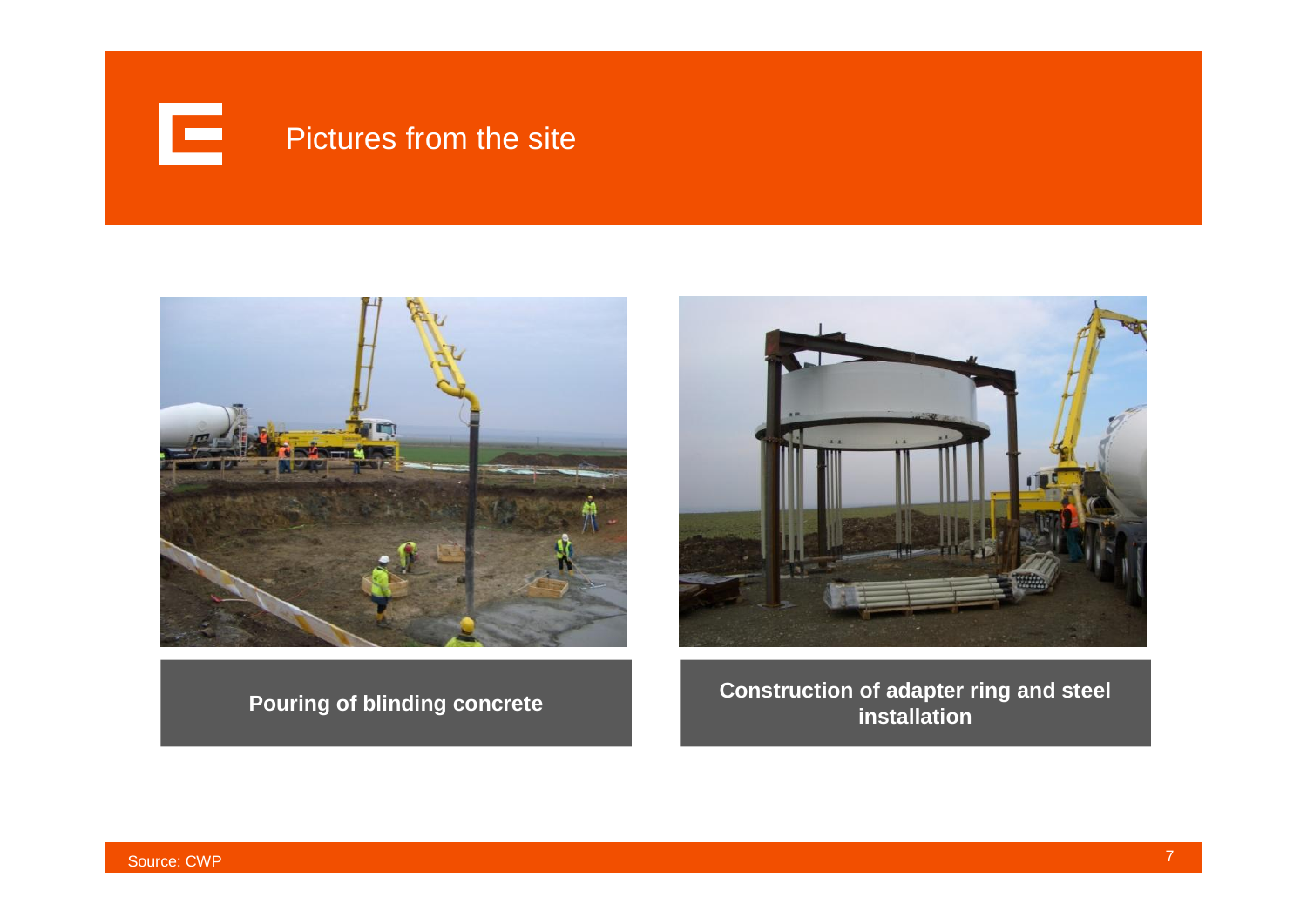# Pictures from the site

**Pouring of blinding concrete**

**Construction of adapter ring and steel installation**

Source: CWP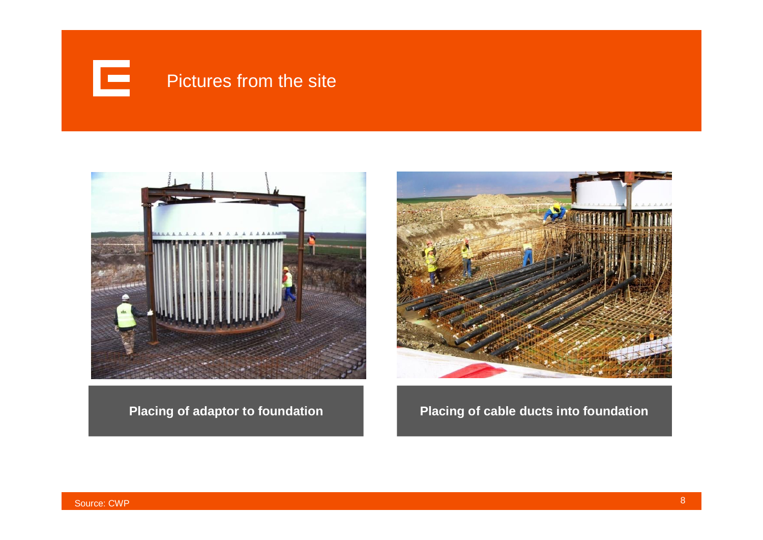# Pictures from the site

**Placing of adaptor to foundation**

**Placing of cable ducts into foundation**

Source: CWP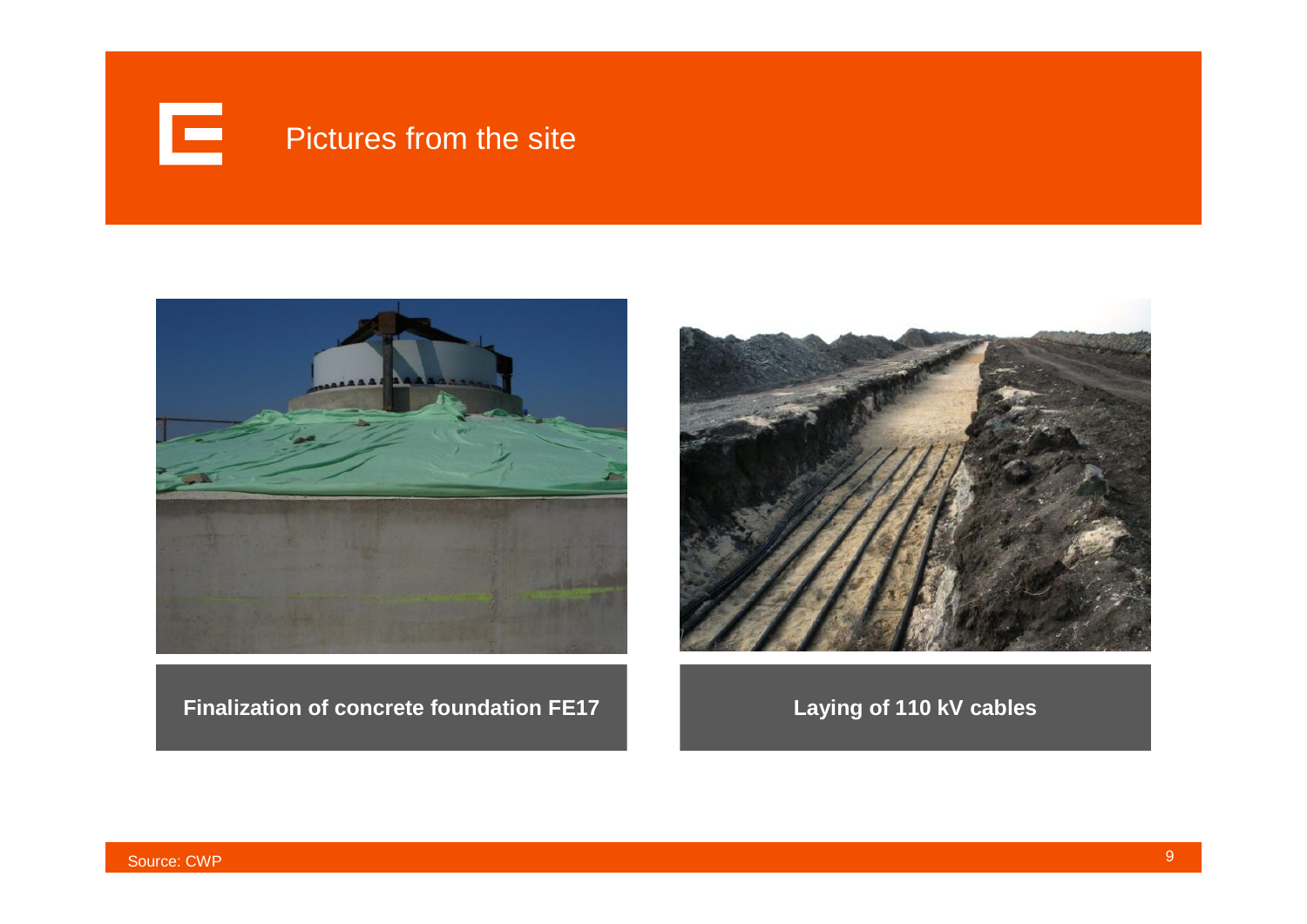# Pictures from the site

**Finalization of concrete foundation FE17**

**Laying of 110 kV cables**

Source: CWP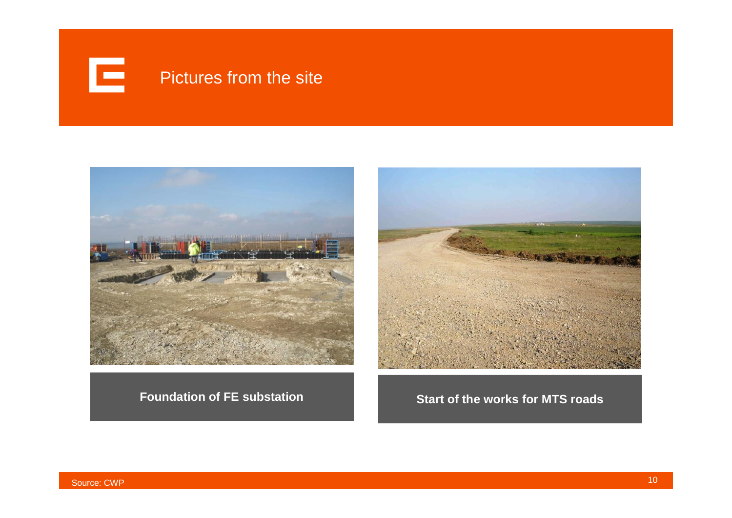# Pictures from the site

**Foundation of FE substation**

**Start of the works for MTS roads**

Source: CWP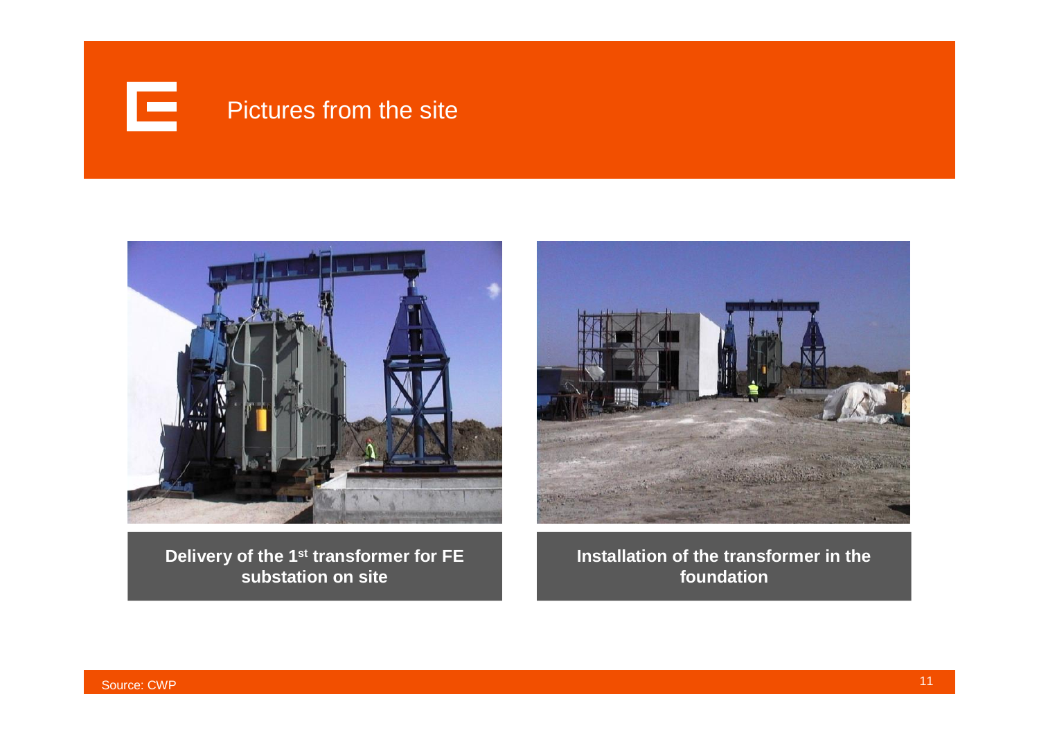# Pictures from the site

**Delivery of the 1st transformer for FE substation on site**

**Installation of the transformer in the foundation**

Source: CWP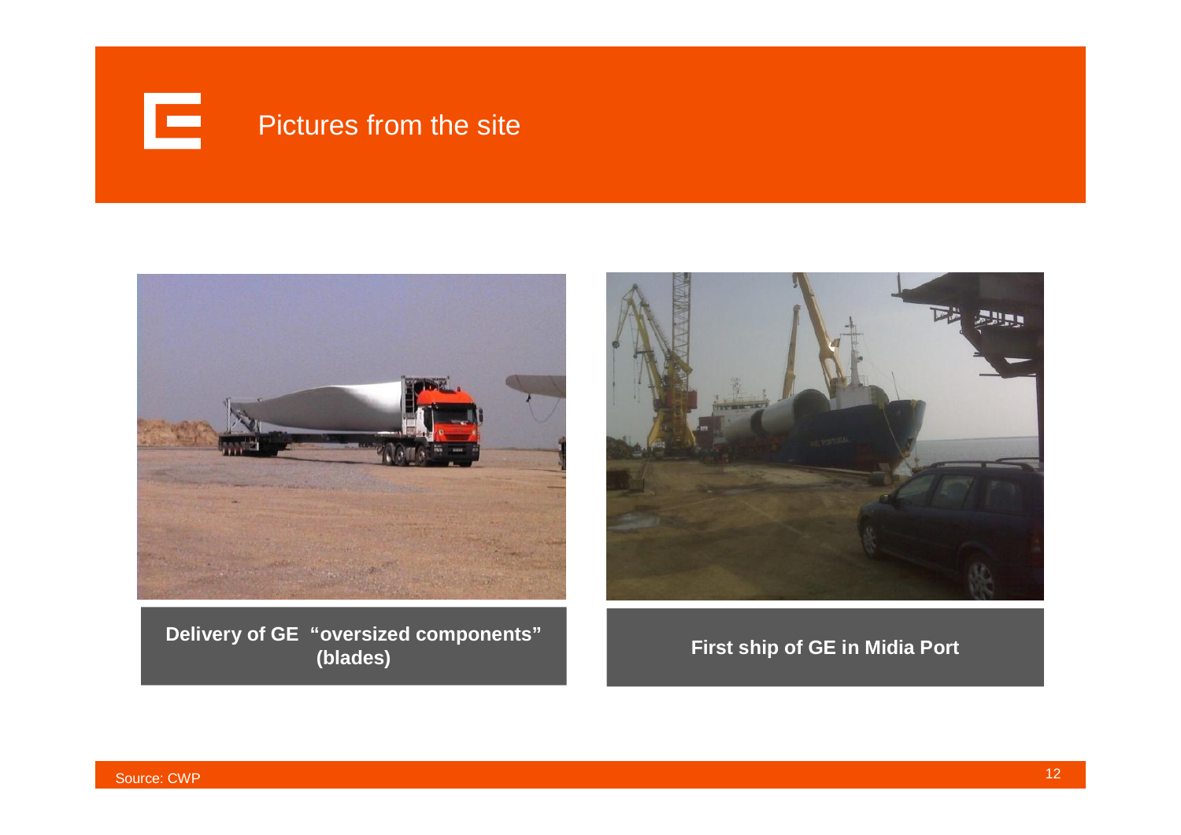# Pictures from the site

**Delivery of GE "oversized components" (blades)**

**First ship of GE in Midia Port**

Source: CWP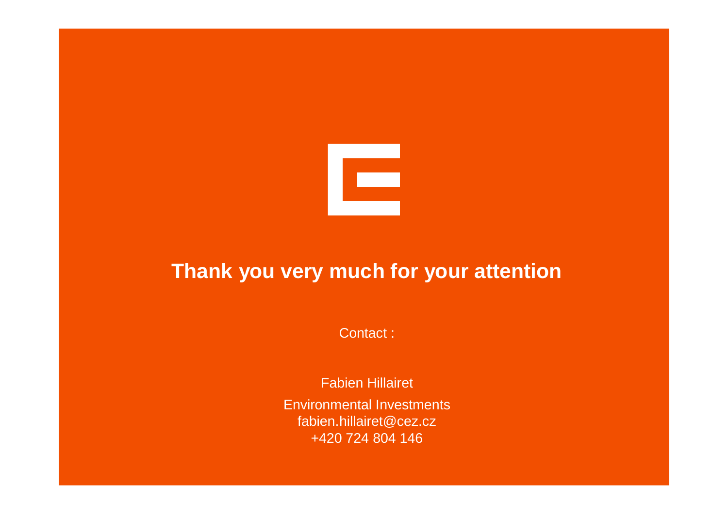# Thank you very much for your attention

Contact :

Fabien Hillairet

Environmental Investments
fabien.hillairet@cez.cz
+420 724 804 146